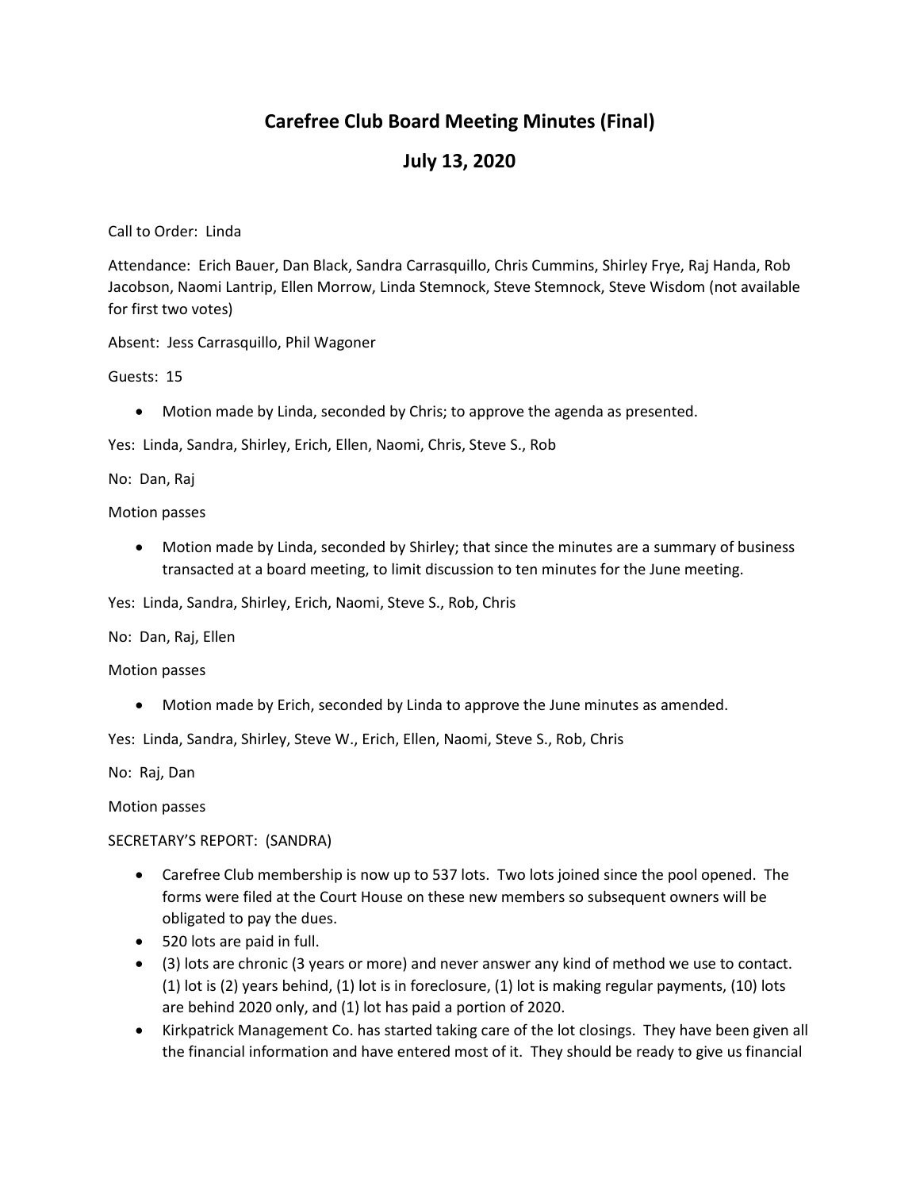# Carefree Club Board Meeting Minutes (Final)

## July 13, 2020

Call to Order: Linda

Attendance: Erich Bauer, Dan Black, Sandra Carrasquillo, Chris Cummins, Shirley Frye, Raj Handa, Rob Jacobson, Naomi Lantrip, Ellen Morrow, Linda Stemnock, Steve Stemnock, Steve Wisdom (not available for first two votes)

Absent: Jess Carrasquillo, Phil Wagoner

Guests: 15

- Motion made by Linda, seconded by Chris; to approve the agenda as presented.

Yes: Linda, Sandra, Shirley, Erich, Ellen, Naomi, Chris, Steve S., Rob

No: Dan, Raj

Motion passes

- Motion made by Linda, seconded by Shirley; that since the minutes are a summary of business transacted at a board meeting, to limit discussion to ten minutes for the June meeting.

Yes: Linda, Sandra, Shirley, Erich, Naomi, Steve S., Rob, Chris

No: Dan, Raj, Ellen

Motion passes

- Motion made by Erich, seconded by Linda to approve the June minutes as amended.

Yes: Linda, Sandra, Shirley, Steve W., Erich, Ellen, Naomi, Steve S., Rob, Chris

No: Raj, Dan

Motion passes

SECRETARY'S REPORT: (SANDRA)

- Carefree Club membership is now up to 537 lots. Two lots joined since the pool opened. The forms were filed at the Court House on these new members so subsequent owners will be obligated to pay the dues.
- 520 lots are paid in full.
- (3) lots are chronic (3 years or more) and never answer any kind of method we use to contact. (1) lot is (2) years behind, (1) lot is in foreclosure, (1) lot is making regular payments, (10) lots are behind 2020 only, and (1) lot has paid a portion of 2020.
- Kirkpatrick Management Co. has started taking care of the lot closings. They have been given all the financial information and have entered most of it. They should be ready to give us financial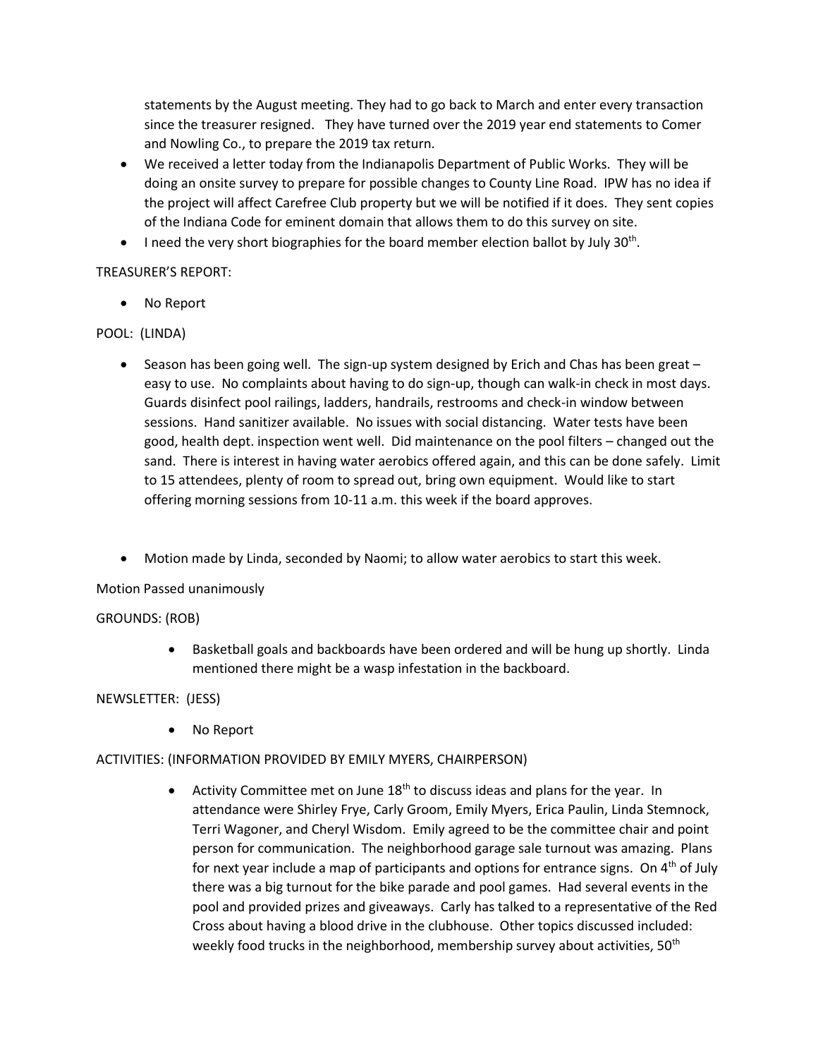statements by the August meeting. They had to go back to March and enter every transaction since the treasurer resigned. They have turned over the 2019 year end statements to Comer and Nowling Co., to prepare the 2019 tax return.

- We received a letter today from the Indianapolis Department of Public Works. They will be doing an onsite survey to prepare for possible changes to County Line Road. IPW has no idea if the project will affect Carefree Club property but we will be notified if it does. They sent copies of the Indiana Code for eminent domain that allows them to do this survey on site.
- I need the very short biographies for the board member election ballot by July 30th.

TREASURER'S REPORT:

- No Report

POOL: (LINDA)

- Season has been going well. The sign-up system designed by Erich and Chas has been great – easy to use. No complaints about having to do sign-up, though can walk-in check in most days. Guards disinfect pool railings, ladders, handrails, restrooms and check-in window between sessions. Hand sanitizer available. No issues with social distancing. Water tests have been good, health dept. inspection went well. Did maintenance on the pool filters – changed out the sand. There is interest in having water aerobics offered again, and this can be done safely. Limit to 15 attendees, plenty of room to spread out, bring own equipment. Would like to start offering morning sessions from 10-11 a.m. this week if the board approves.

- Motion made by Linda, seconded by Naomi; to allow water aerobics to start this week.

Motion Passed unanimously

GROUNDS: (ROB)

- Basketball goals and backboards have been ordered and will be hung up shortly. Linda mentioned there might be a wasp infestation in the backboard.

NEWSLETTER: (JESS)

- No Report

ACTIVITIES: (INFORMATION PROVIDED BY EMILY MYERS, CHAIRPERSON)

- Activity Committee met on June 18th to discuss ideas and plans for the year. In attendance were Shirley Frye, Carly Groom, Emily Myers, Erica Paulin, Linda Stemnock, Terri Wagoner, and Cheryl Wisdom. Emily agreed to be the committee chair and point person for communication. The neighborhood garage sale turnout was amazing. Plans for next year include a map of participants and options for entrance signs. On 4th of July there was a big turnout for the bike parade and pool games. Had several events in the pool and provided prizes and giveaways. Carly has talked to a representative of the Red Cross about having a blood drive in the clubhouse. Other topics discussed included: weekly food trucks in the neighborhood, membership survey about activities, 50th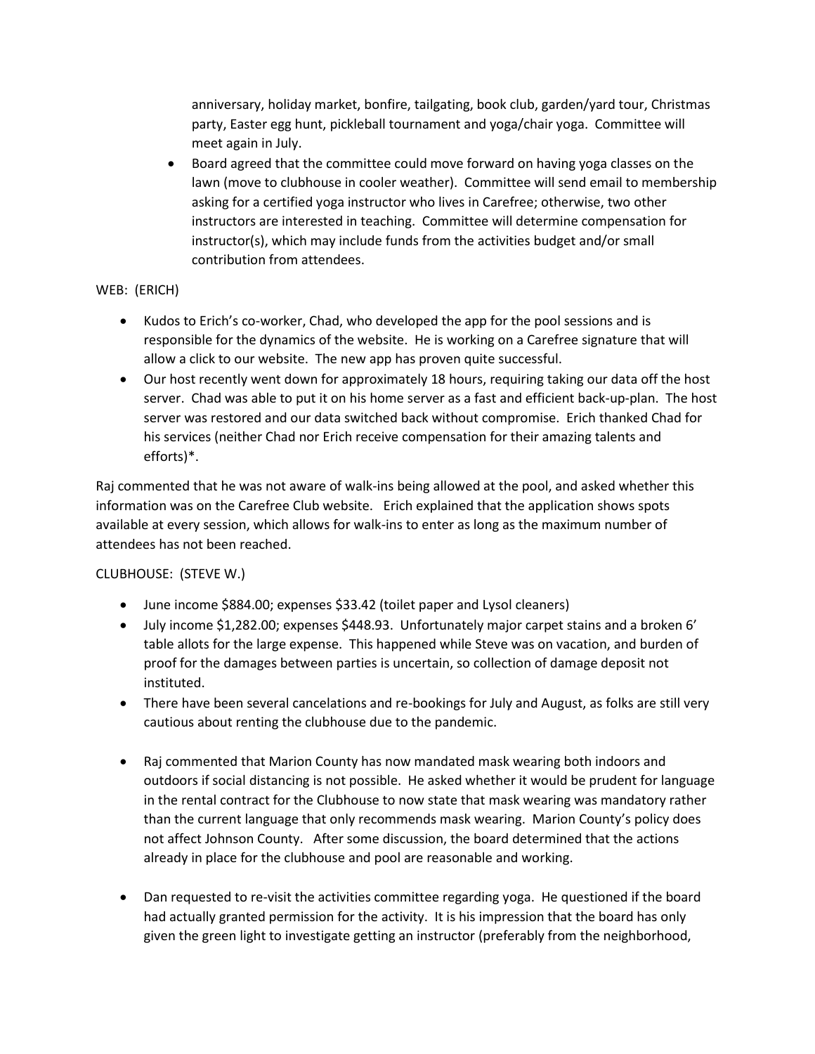anniversary, holiday market, bonfire, tailgating, book club, garden/yard tour, Christmas party, Easter egg hunt, pickleball tournament and yoga/chair yoga. Committee will meet again in July.

- Board agreed that the committee could move forward on having yoga classes on the lawn (move to clubhouse in cooler weather). Committee will send email to membership asking for a certified yoga instructor who lives in Carefree; otherwise, two other instructors are interested in teaching. Committee will determine compensation for instructor(s), which may include funds from the activities budget and/or small contribution from attendees.

WEB: (ERICH)

- Kudos to Erich's co-worker, Chad, who developed the app for the pool sessions and is responsible for the dynamics of the website. He is working on a Carefree signature that will allow a click to our website. The new app has proven quite successful.
- Our host recently went down for approximately 18 hours, requiring taking our data off the host server. Chad was able to put it on his home server as a fast and efficient back-up-plan. The host server was restored and our data switched back without compromise. Erich thanked Chad for his services (neither Chad nor Erich receive compensation for their amazing talents and efforts)*.

Raj commented that he was not aware of walk-ins being allowed at the pool, and asked whether this information was on the Carefree Club website. Erich explained that the application shows spots available at every session, which allows for walk-ins to enter as long as the maximum number of attendees has not been reached.

CLUBHOUSE: (STEVE W.)

- June income $884.00; expenses $33.42 (toilet paper and Lysol cleaners)
- July income $1,282.00; expenses $448.93. Unfortunately major carpet stains and a broken 6' table allots for the large expense. This happened while Steve was on vacation, and burden of proof for the damages between parties is uncertain, so collection of damage deposit not instituted.
- There have been several cancelations and re-bookings for July and August, as folks are still very cautious about renting the clubhouse due to the pandemic.

- Raj commented that Marion County has now mandated mask wearing both indoors and outdoors if social distancing is not possible. He asked whether it would be prudent for language in the rental contract for the Clubhouse to now state that mask wearing was mandatory rather than the current language that only recommends mask wearing. Marion County's policy does not affect Johnson County. After some discussion, the board determined that the actions already in place for the clubhouse and pool are reasonable and working.

- Dan requested to re-visit the activities committee regarding yoga. He questioned if the board had actually granted permission for the activity. It is his impression that the board has only given the green light to investigate getting an instructor (preferably from the neighborhood,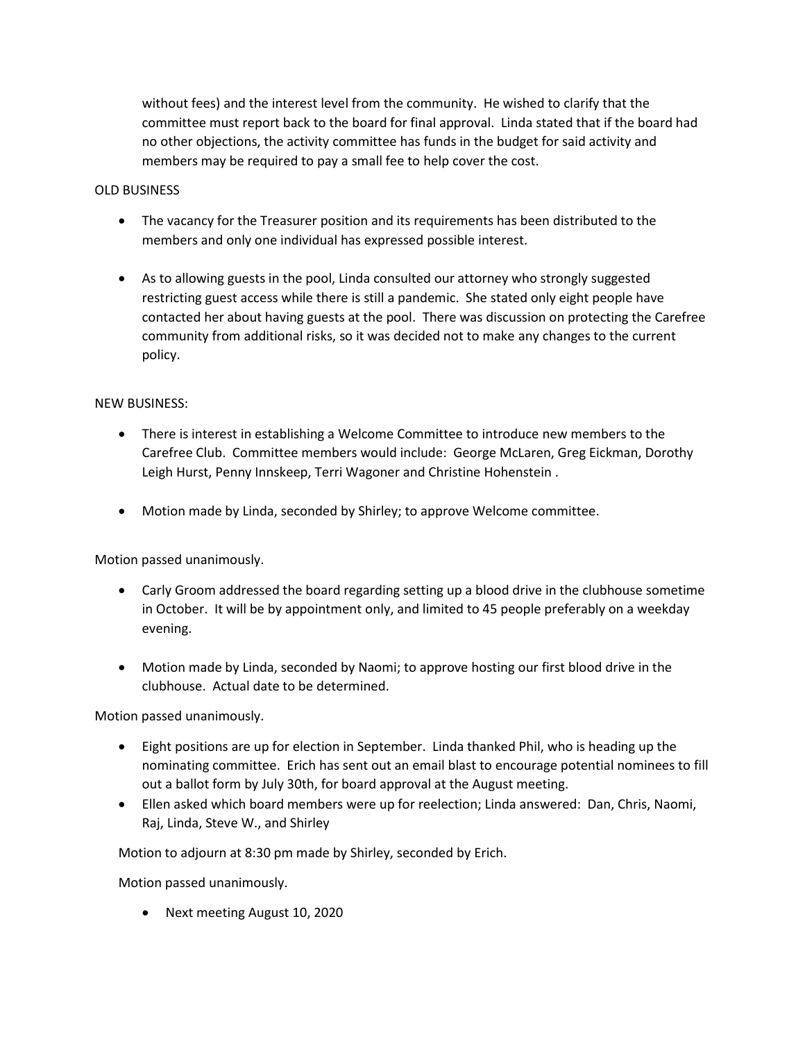without fees) and the interest level from the community. He wished to clarify that the committee must report back to the board for final approval. Linda stated that if the board had no other objections, the activity committee has funds in the budget for said activity and members may be required to pay a small fee to help cover the cost.

OLD BUSINESS

- The vacancy for the Treasurer position and its requirements has been distributed to the members and only one individual has expressed possible interest.

- As to allowing guests in the pool, Linda consulted our attorney who strongly suggested restricting guest access while there is still a pandemic. She stated only eight people have contacted her about having guests at the pool. There was discussion on protecting the Carefree community from additional risks, so it was decided not to make any changes to the current policy.

NEW BUSINESS:

- There is interest in establishing a Welcome Committee to introduce new members to the Carefree Club. Committee members would include: George McLaren, Greg Eickman, Dorothy Leigh Hurst, Penny Innskeep, Terri Wagoner and Christine Hohenstein .

- Motion made by Linda, seconded by Shirley; to approve Welcome committee.

Motion passed unanimously.

- Carly Groom addressed the board regarding setting up a blood drive in the clubhouse sometime in October. It will be by appointment only, and limited to 45 people preferably on a weekday evening.

- Motion made by Linda, seconded by Naomi; to approve hosting our first blood drive in the clubhouse. Actual date to be determined.

Motion passed unanimously.

- Eight positions are up for election in September. Linda thanked Phil, who is heading up the nominating committee. Erich has sent out an email blast to encourage potential nominees to fill out a ballot form by July 30th, for board approval at the August meeting.
- Ellen asked which board members were up for reelection; Linda answered: Dan, Chris, Naomi, Raj, Linda, Steve W., and Shirley

Motion to adjourn at 8:30 pm made by Shirley, seconded by Erich.

Motion passed unanimously.

- Next meeting August 10, 2020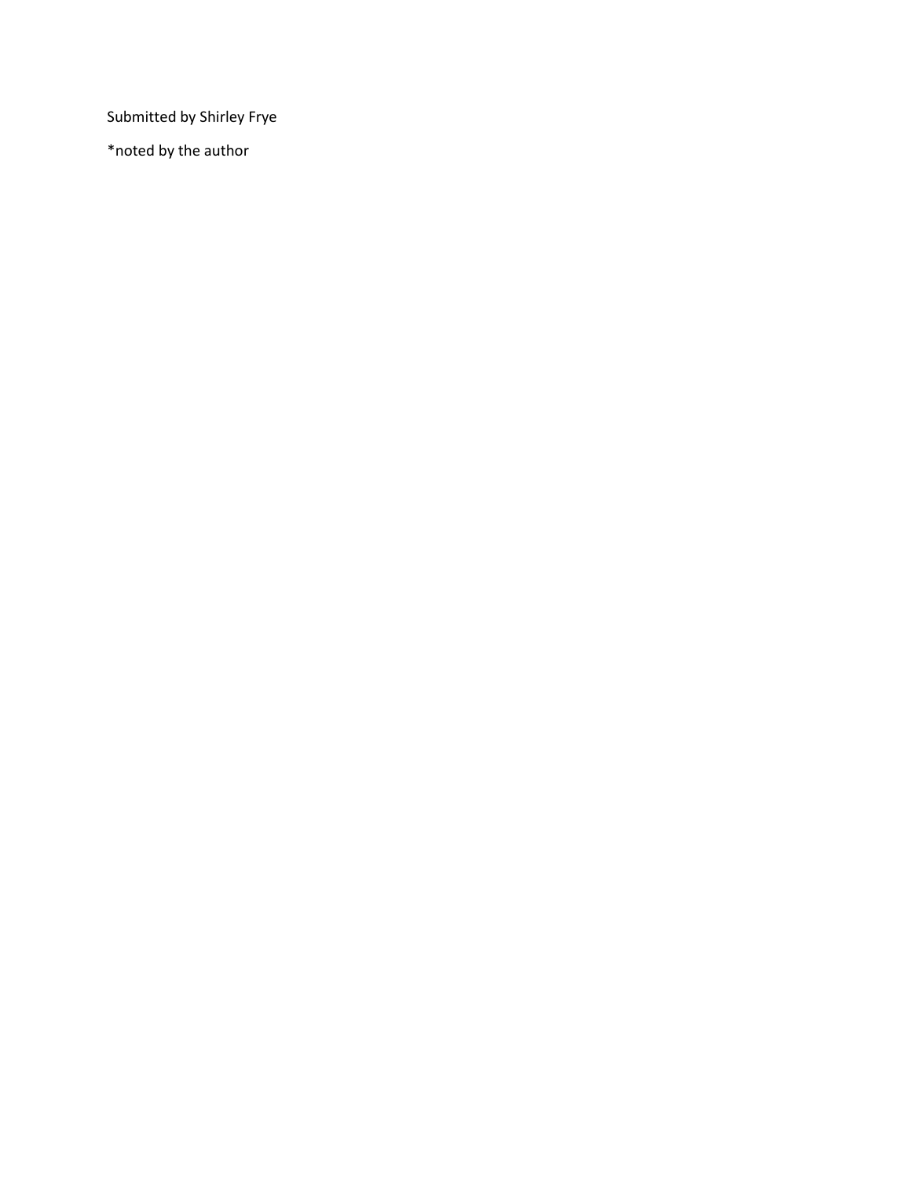Submitted by Shirley Frye

*noted by the author